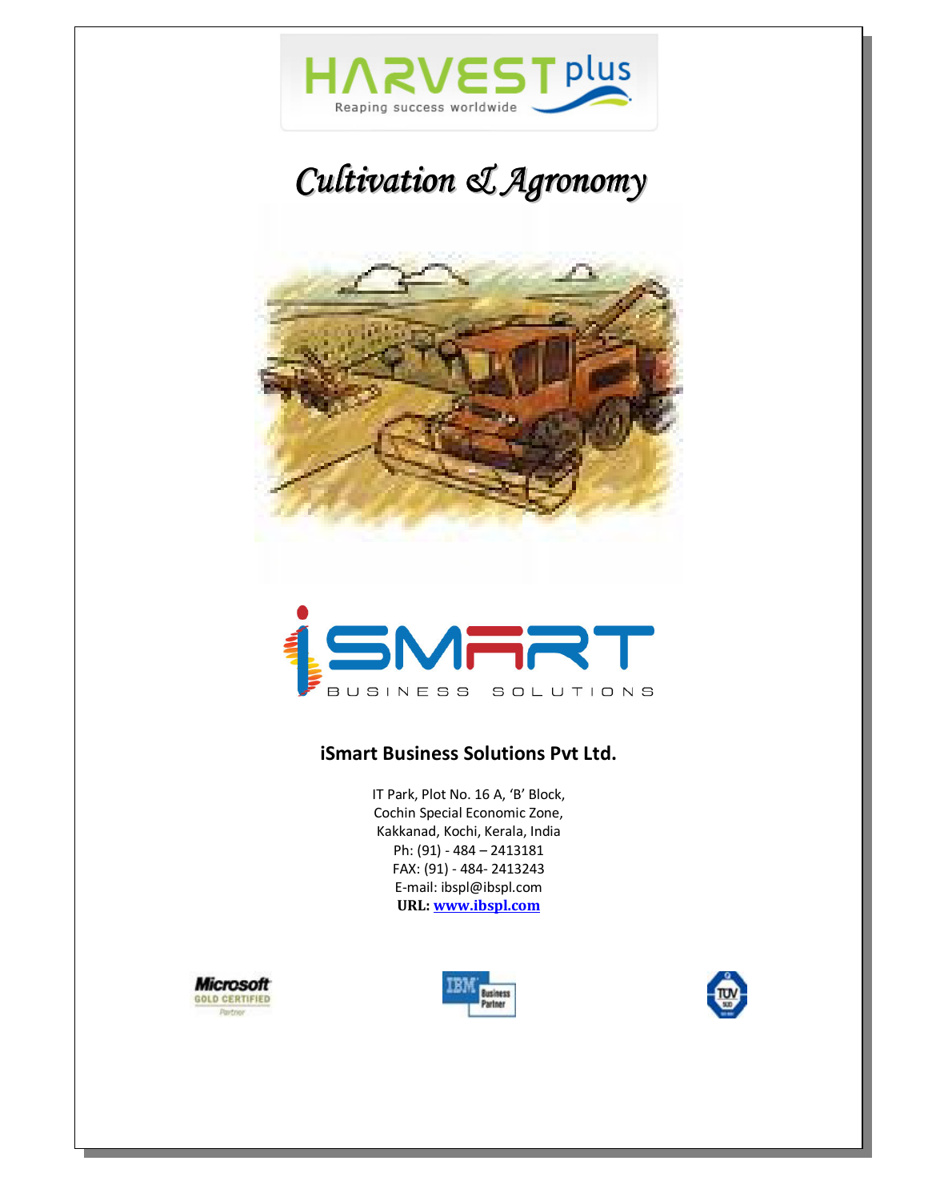HARVEST plus

Reaping success worldwide

# Cultivation & Agronomy

iSMART

BUSINESS SOLUTIONS

**iSmart Business Solutions Pvt Ltd.**

IT Park, Plot No. 16 A, 'B' Block,
Cochin Special Economic Zone,
Kakkanad, Kochi, Kerala, India
Ph: (91) - 484 – 2413181
FAX: (91) - 484- 2413243
E-mail: ibspl@ibspl.com
**URL: www.ibspl.com**

Microsoft GOLD CERTIFIED Partner

IBM Business Partner

TÜV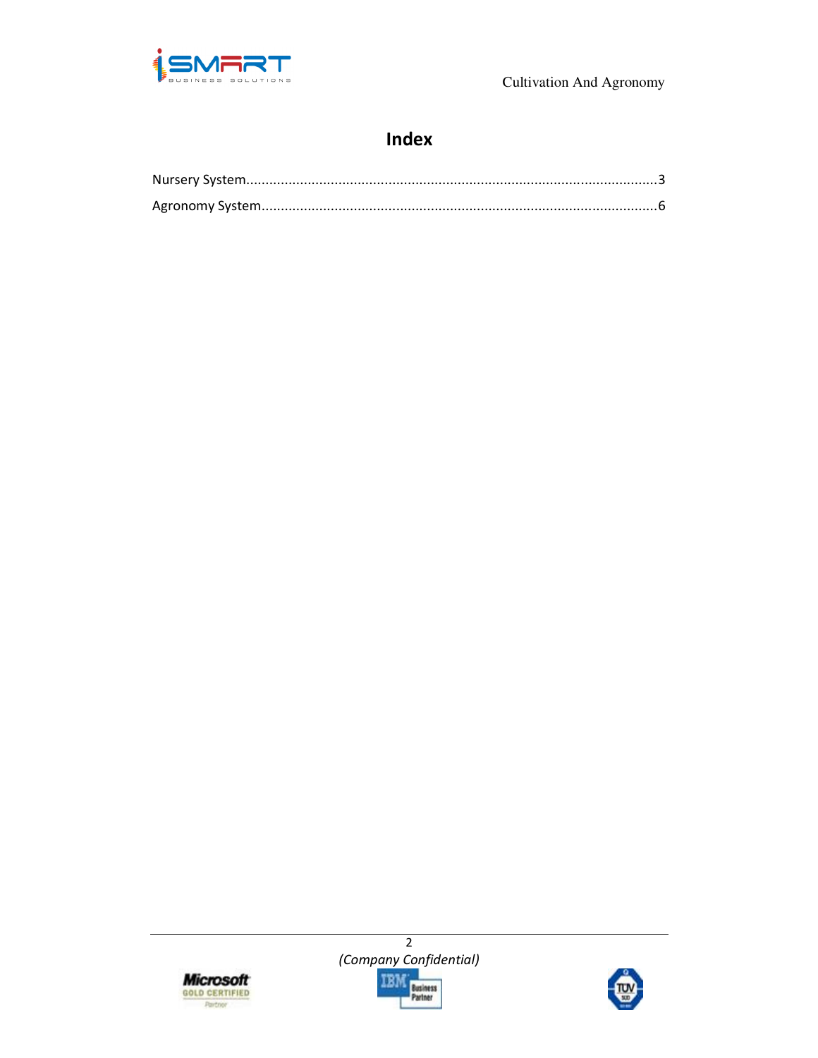# Index

Nursery System..........................................................................................................3

Agronomy System.....................................................................................................6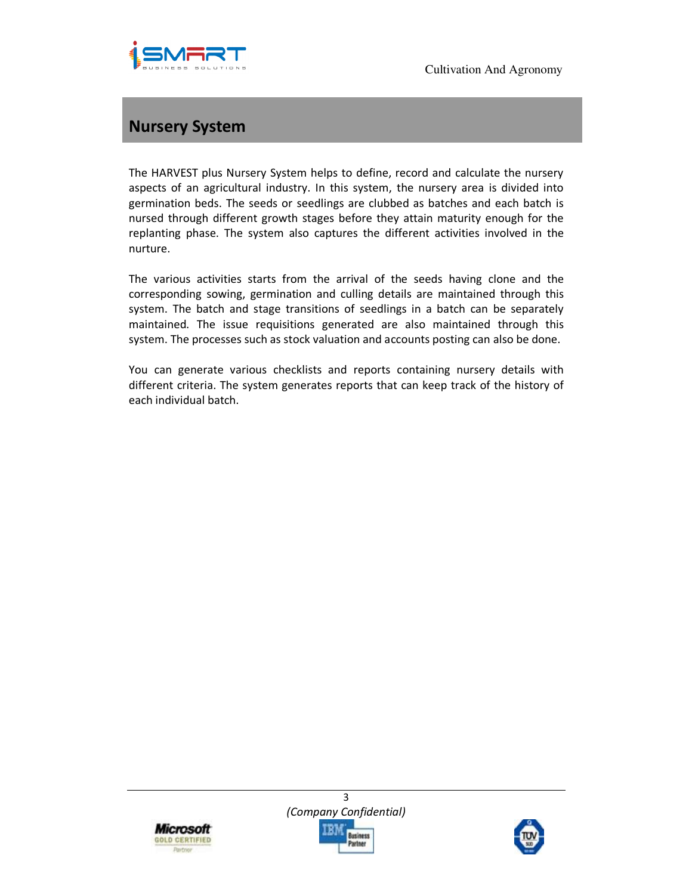## Nursery System

The HARVEST plus Nursery System helps to define, record and calculate the nursery aspects of an agricultural industry. In this system, the nursery area is divided into germination beds. The seeds or seedlings are clubbed as batches and each batch is nursed through different growth stages before they attain maturity enough for the replanting phase. The system also captures the different activities involved in the nurture.

The various activities starts from the arrival of the seeds having clone and the corresponding sowing, germination and culling details are maintained through this system. The batch and stage transitions of seedlings in a batch can be separately maintained. The issue requisitions generated are also maintained through this system. The processes such as stock valuation and accounts posting can also be done.

You can generate various checklists and reports containing nursery details with different criteria. The system generates reports that can keep track of the history of each individual batch.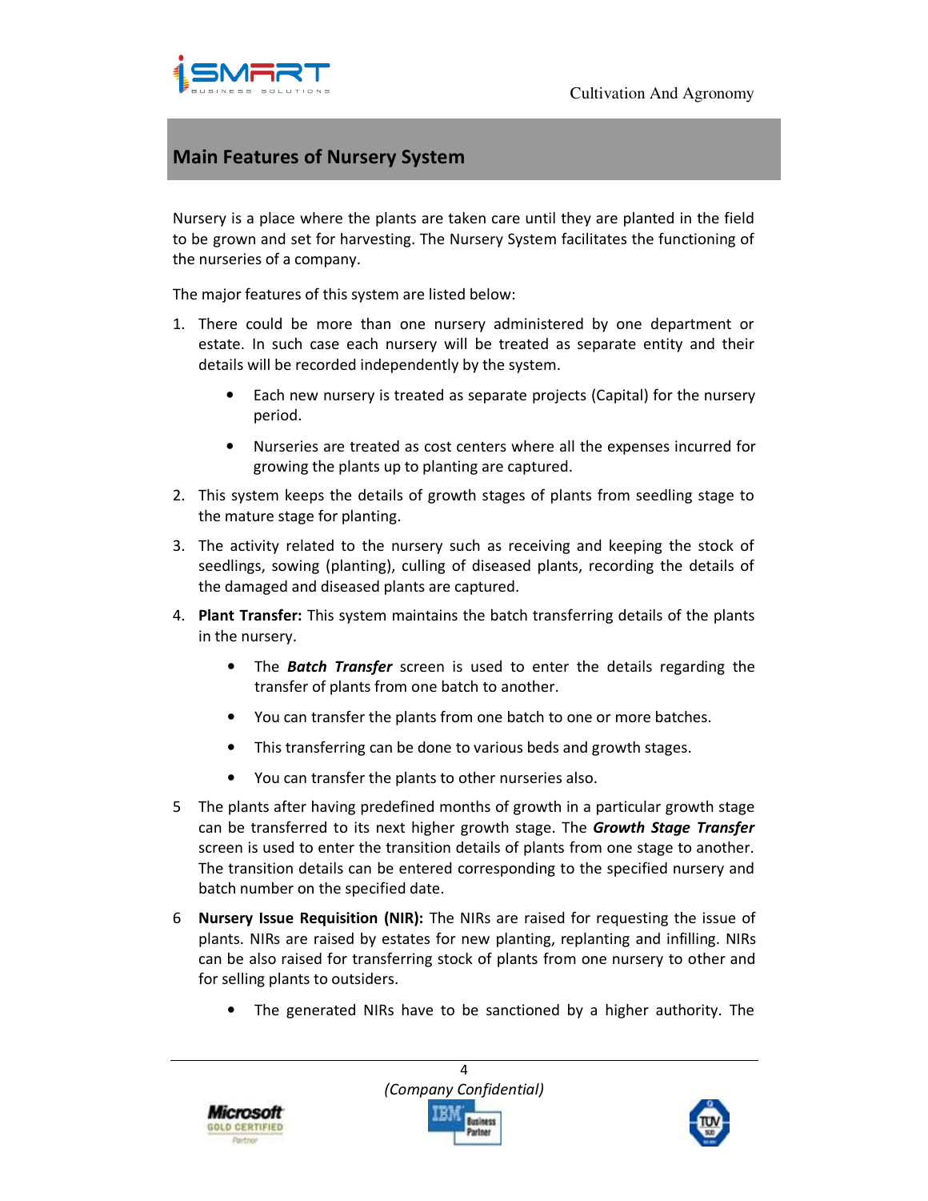## Main Features of Nursery System

Nursery is a place where the plants are taken care until they are planted in the field to be grown and set for harvesting. The Nursery System facilitates the functioning of the nurseries of a company.

The major features of this system are listed below:

1. There could be more than one nursery administered by one department or estate. In such case each nursery will be treated as separate entity and their details will be recorded independently by the system.
    - Each new nursery is treated as separate projects (Capital) for the nursery period.
    - Nurseries are treated as cost centers where all the expenses incurred for growing the plants up to planting are captured.
2. This system keeps the details of growth stages of plants from seedling stage to the mature stage for planting.
3. The activity related to the nursery such as receiving and keeping the stock of seedlings, sowing (planting), culling of diseased plants, recording the details of the damaged and diseased plants are captured.
4. **Plant Transfer:** This system maintains the batch transferring details of the plants in the nursery.
    - The ***Batch Transfer*** screen is used to enter the details regarding the transfer of plants from one batch to another.
    - You can transfer the plants from one batch to one or more batches.
    - This transferring can be done to various beds and growth stages.
    - You can transfer the plants to other nurseries also.
5. The plants after having predefined months of growth in a particular growth stage can be transferred to its next higher growth stage. The ***Growth Stage Transfer*** screen is used to enter the transition details of plants from one stage to another. The transition details can be entered corresponding to the specified nursery and batch number on the specified date.
6. **Nursery Issue Requisition (NIR):** The NIRs are raised for requesting the issue of plants. NIRs are raised by estates for new planting, replanting and infilling. NIRs can be also raised for transferring stock of plants from one nursery to other and for selling plants to outsiders.
    - The generated NIRs have to be sanctioned by a higher authority. The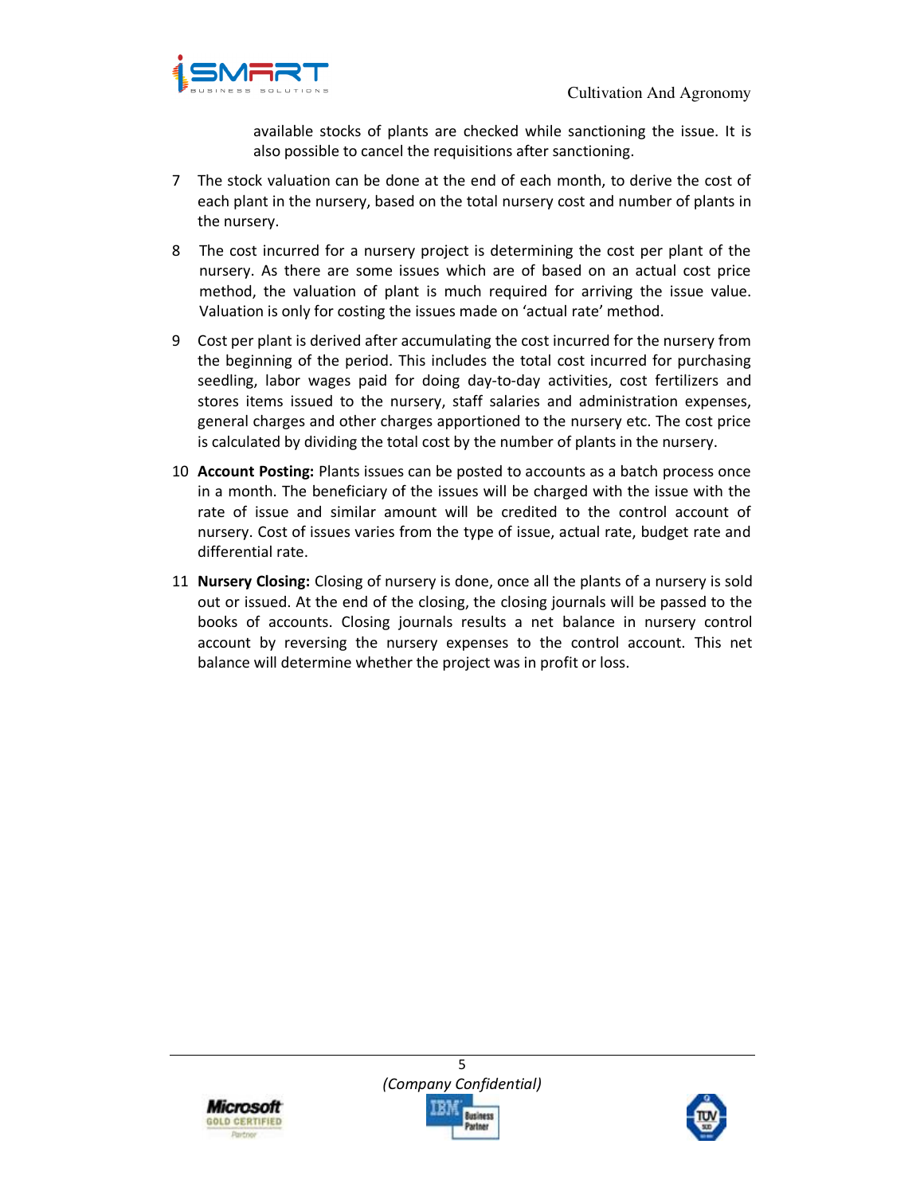available stocks of plants are checked while sanctioning the issue. It is also possible to cancel the requisitions after sanctioning.

7 The stock valuation can be done at the end of each month, to derive the cost of each plant in the nursery, based on the total nursery cost and number of plants in the nursery.

8 The cost incurred for a nursery project is determining the cost per plant of the nursery. As there are some issues which are of based on an actual cost price method, the valuation of plant is much required for arriving the issue value. Valuation is only for costing the issues made on 'actual rate' method.

9 Cost per plant is derived after accumulating the cost incurred for the nursery from the beginning of the period. This includes the total cost incurred for purchasing seedling, labor wages paid for doing day-to-day activities, cost fertilizers and stores items issued to the nursery, staff salaries and administration expenses, general charges and other charges apportioned to the nursery etc. The cost price is calculated by dividing the total cost by the number of plants in the nursery.

10 **Account Posting:** Plants issues can be posted to accounts as a batch process once in a month. The beneficiary of the issues will be charged with the issue with the rate of issue and similar amount will be credited to the control account of nursery. Cost of issues varies from the type of issue, actual rate, budget rate and differential rate.

11 **Nursery Closing:** Closing of nursery is done, once all the plants of a nursery is sold out or issued. At the end of the closing, the closing journals will be passed to the books of accounts. Closing journals results a net balance in nursery control account by reversing the nursery expenses to the control account. This net balance will determine whether the project was in profit or loss.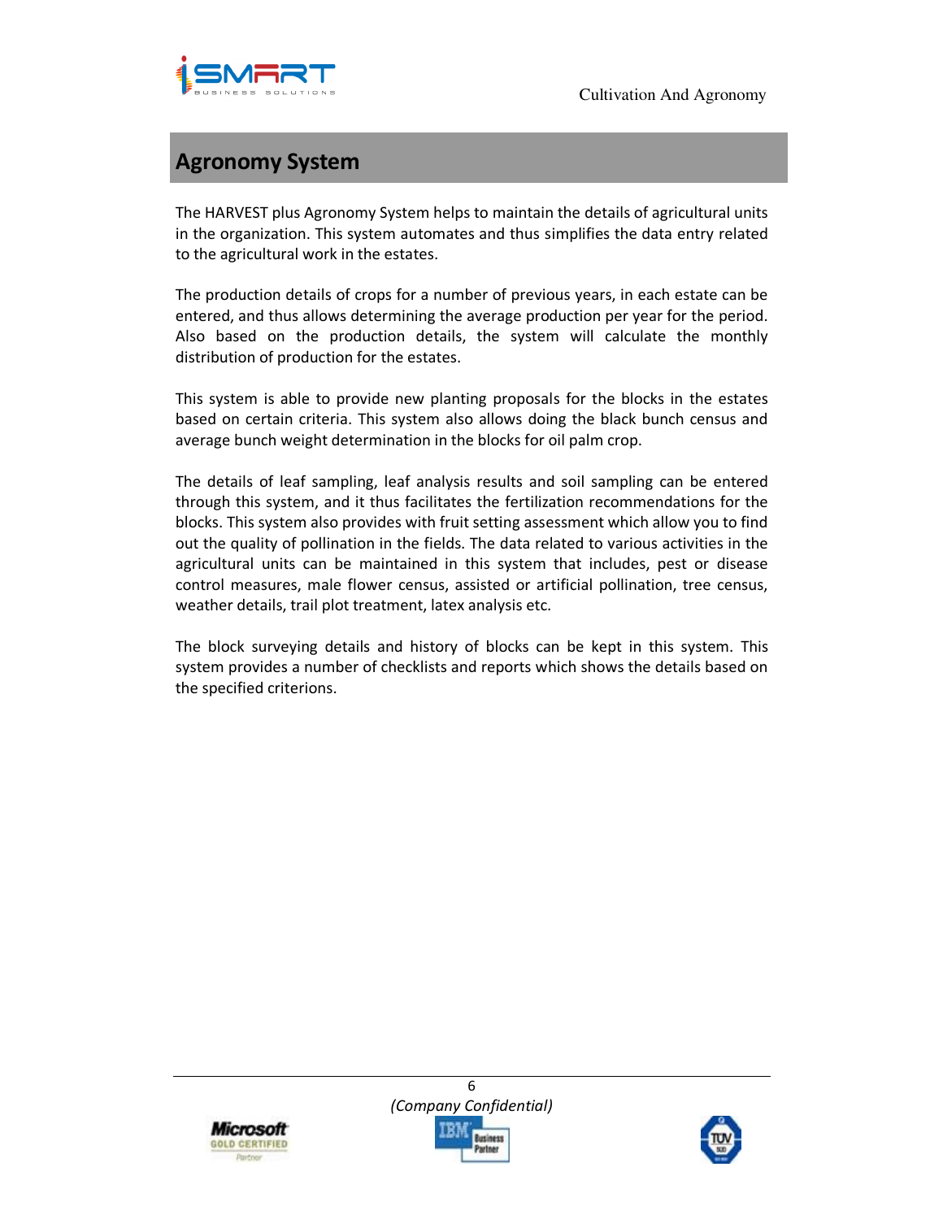## Agronomy System

The HARVEST plus Agronomy System helps to maintain the details of agricultural units in the organization. This system automates and thus simplifies the data entry related to the agricultural work in the estates.

The production details of crops for a number of previous years, in each estate can be entered, and thus allows determining the average production per year for the period. Also based on the production details, the system will calculate the monthly distribution of production for the estates.

This system is able to provide new planting proposals for the blocks in the estates based on certain criteria. This system also allows doing the black bunch census and average bunch weight determination in the blocks for oil palm crop.

The details of leaf sampling, leaf analysis results and soil sampling can be entered through this system, and it thus facilitates the fertilization recommendations for the blocks. This system also provides with fruit setting assessment which allow you to find out the quality of pollination in the fields. The data related to various activities in the agricultural units can be maintained in this system that includes, pest or disease control measures, male flower census, assisted or artificial pollination, tree census, weather details, trail plot treatment, latex analysis etc.

The block surveying details and history of blocks can be kept in this system. This system provides a number of checklists and reports which shows the details based on the specified criterions.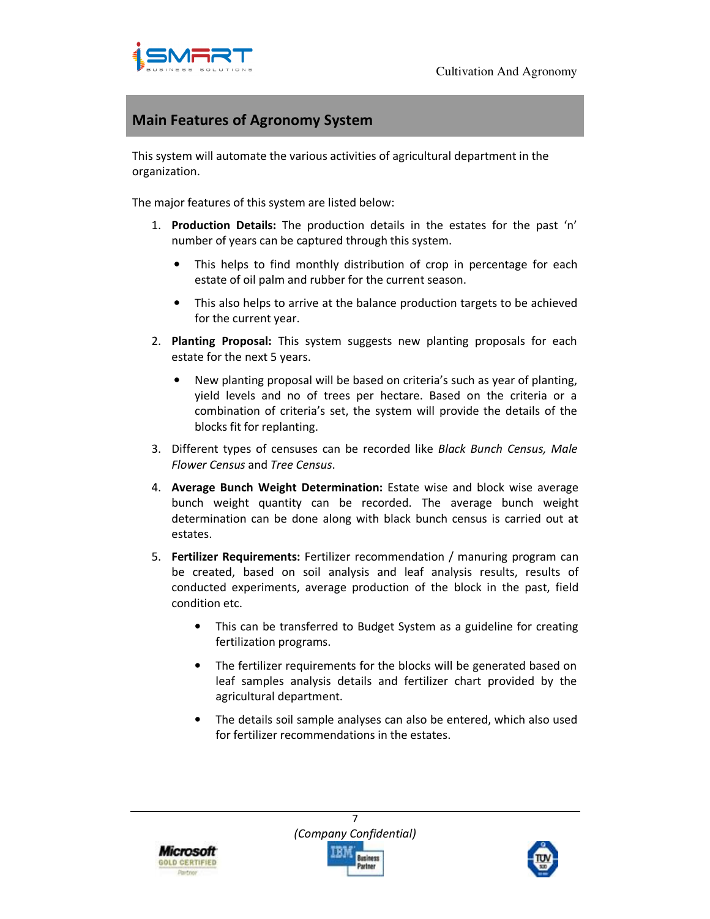## Main Features of Agronomy System

This system will automate the various activities of agricultural department in the organization.

The major features of this system are listed below:

1. **Production Details:** The production details in the estates for the past 'n' number of years can be captured through this system.
   - This helps to find monthly distribution of crop in percentage for each estate of oil palm and rubber for the current season.
   - This also helps to arrive at the balance production targets to be achieved for the current year.
2. **Planting Proposal:** This system suggests new planting proposals for each estate for the next 5 years.
   - New planting proposal will be based on criteria's such as year of planting, yield levels and no of trees per hectare. Based on the criteria or a combination of criteria's set, the system will provide the details of the blocks fit for replanting.
3. Different types of censuses can be recorded like *Black Bunch Census, Male Flower Census* and *Tree Census*.
4. **Average Bunch Weight Determination:** Estate wise and block wise average bunch weight quantity can be recorded. The average bunch weight determination can be done along with black bunch census is carried out at estates.
5. **Fertilizer Requirements:** Fertilizer recommendation / manuring program can be created, based on soil analysis and leaf analysis results, results of conducted experiments, average production of the block in the past, field condition etc.
   - This can be transferred to Budget System as a guideline for creating fertilization programs.
   - The fertilizer requirements for the blocks will be generated based on leaf samples analysis details and fertilizer chart provided by the agricultural department.
   - The details soil sample analyses can also be entered, which also used for fertilizer recommendations in the estates.

*(Company Confidential)*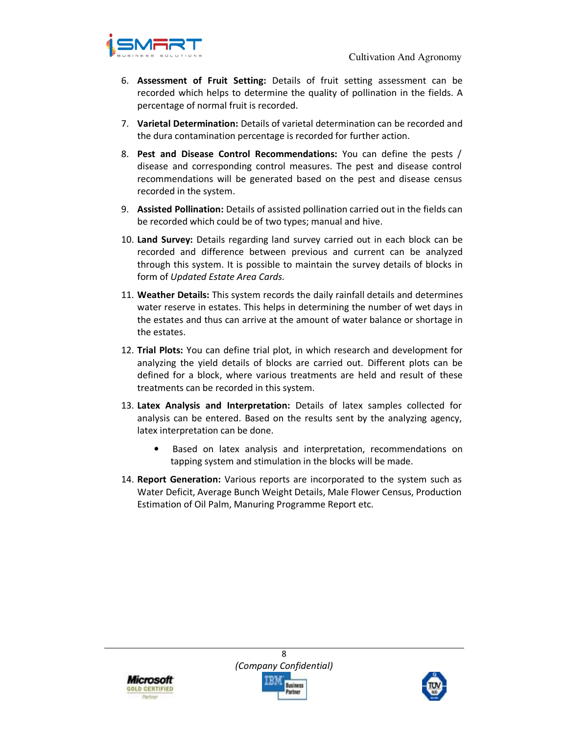6. **Assessment of Fruit Setting:** Details of fruit setting assessment can be recorded which helps to determine the quality of pollination in the fields. A percentage of normal fruit is recorded.
7. **Varietal Determination:** Details of varietal determination can be recorded and the dura contamination percentage is recorded for further action.
8. **Pest and Disease Control Recommendations:** You can define the pests / disease and corresponding control measures. The pest and disease control recommendations will be generated based on the pest and disease census recorded in the system.
9. **Assisted Pollination:** Details of assisted pollination carried out in the fields can be recorded which could be of two types; manual and hive.
10. **Land Survey:** Details regarding land survey carried out in each block can be recorded and difference between previous and current can be analyzed through this system. It is possible to maintain the survey details of blocks in form of *Updated Estate Area Cards.*
11. **Weather Details:** This system records the daily rainfall details and determines water reserve in estates. This helps in determining the number of wet days in the estates and thus can arrive at the amount of water balance or shortage in the estates.
12. **Trial Plots:** You can define trial plot, in which research and development for analyzing the yield details of blocks are carried out. Different plots can be defined for a block, where various treatments are held and result of these treatments can be recorded in this system.
13. **Latex Analysis and Interpretation:** Details of latex samples collected for analysis can be entered. Based on the results sent by the analyzing agency, latex interpretation can be done.
    - Based on latex analysis and interpretation, recommendations on tapping system and stimulation in the blocks will be made.
14. **Report Generation:** Various reports are incorporated to the system such as Water Deficit, Average Bunch Weight Details, Male Flower Census, Production Estimation of Oil Palm, Manuring Programme Report etc.